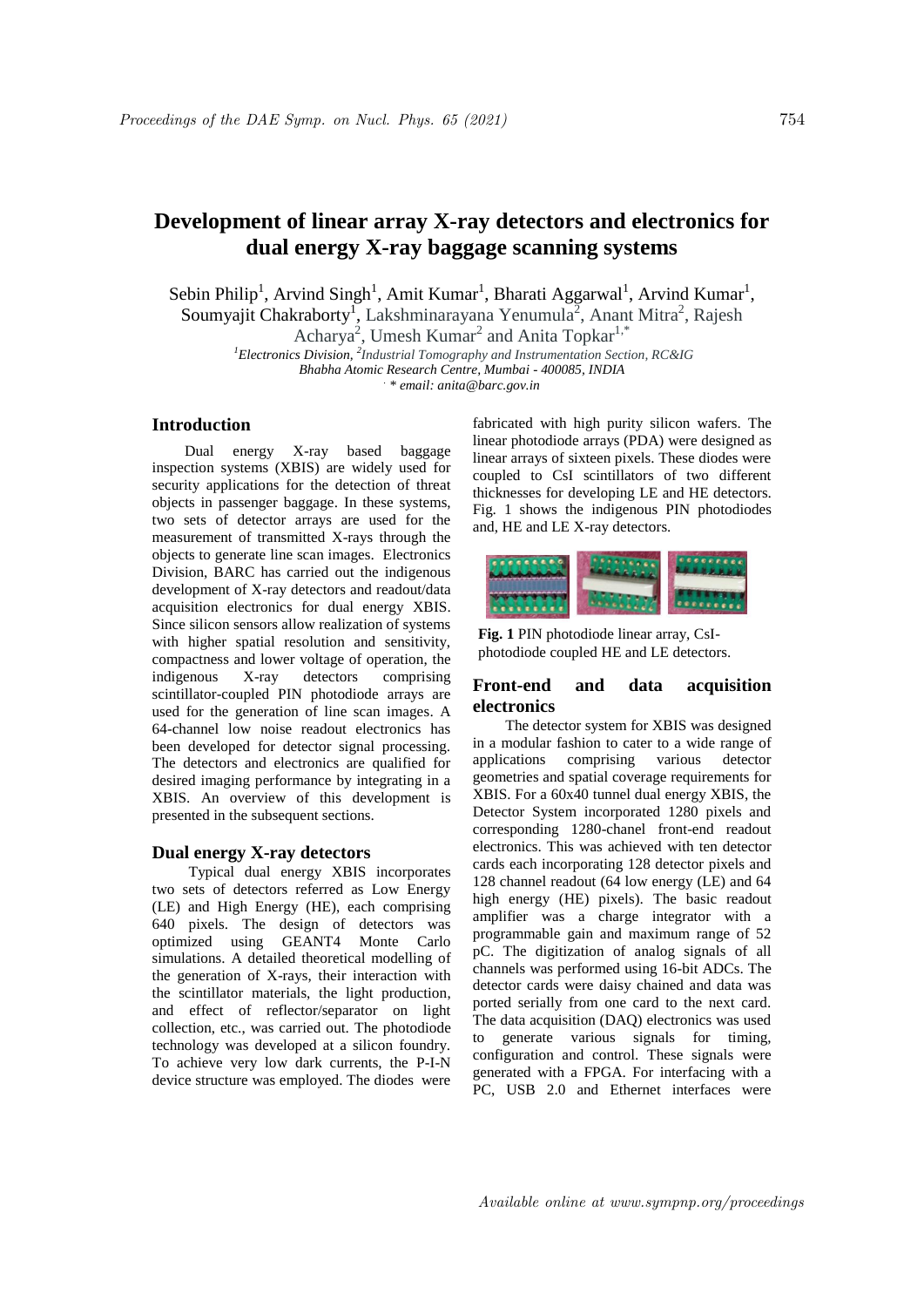# Development of linear array X-ray detectors and electronics for dual energy X-ray baggage scanning systems

Sebin Philip[1], Arvind Singh[1], Amit Kumar[1], Bharati Aggarwal[1], Arvind Kumar[1], Soumyajit Chakraborty[1], Lakshminarayana Yenumula[2], Anant Mitra[2], Rajesh Acharya[2], Umesh Kumar[2] and Anita Topkar[1,*]

*[1]Electronics Division, [2]Industrial Tomography and Instrumentation Section, RC&IG*
*Bhabha Atomic Research Centre, Mumbai - 400085, INDIA*
*\* email: anita@barc.gov.in*

## Introduction

Dual energy X-ray based baggage inspection systems (XBIS) are widely used for security applications for the detection of threat objects in passenger baggage. In these systems, two sets of detector arrays are used for the measurement of transmitted X-rays through the objects to generate line scan images. Electronics Division, BARC has carried out the indigenous development of X-ray detectors and readout/data acquisition electronics for dual energy XBIS. Since silicon sensors allow realization of systems with higher spatial resolution and sensitivity, compactness and lower voltage of operation, the indigenous X-ray detectors comprising scintillator-coupled PIN photodiode arrays are used for the generation of line scan images. A 64-channel low noise readout electronics has been developed for detector signal processing. The detectors and electronics are qualified for desired imaging performance by integrating in a XBIS. An overview of this development is presented in the subsequent sections.

## Dual energy X-ray detectors

Typical dual energy XBIS incorporates two sets of detectors referred as Low Energy (LE) and High Energy (HE), each comprising 640 pixels. The design of detectors was optimized using GEANT4 Monte Carlo simulations. A detailed theoretical modelling of the generation of X-rays, their interaction with the scintillator materials, the light production, and effect of reflector/separator on light collection, etc., was carried out. The photodiode technology was developed at a silicon foundry. To achieve very low dark currents, the P-I-N device structure was employed. The diodes were fabricated with high purity silicon wafers. The linear photodiode arrays (PDA) were designed as linear arrays of sixteen pixels. These diodes were coupled to CsI scintillators of two different thicknesses for developing LE and HE detectors. Fig. 1 shows the indigenous PIN photodiodes and, HE and LE X-ray detectors.

**Fig. 1** PIN photodiode linear array, CsI-photodiode coupled HE and LE detectors.

## Front-end and data acquisition electronics

The detector system for XBIS was designed in a modular fashion to cater to a wide range of applications comprising various detector geometries and spatial coverage requirements for XBIS. For a 60x40 tunnel dual energy XBIS, the Detector System incorporated 1280 pixels and corresponding 1280-chanel front-end readout electronics. This was achieved with ten detector cards each incorporating 128 detector pixels and 128 channel readout (64 low energy (LE) and 64 high energy (HE) pixels). The basic readout amplifier was a charge integrator with a programmable gain and maximum range of 52 pC. The digitization of analog signals of all channels was performed using 16-bit ADCs. The detector cards were daisy chained and data was ported serially from one card to the next card. The data acquisition (DAQ) electronics was used to generate various signals for timing, configuration and control. These signals were generated with a FPGA. For interfacing with a PC, USB 2.0 and Ethernet interfaces were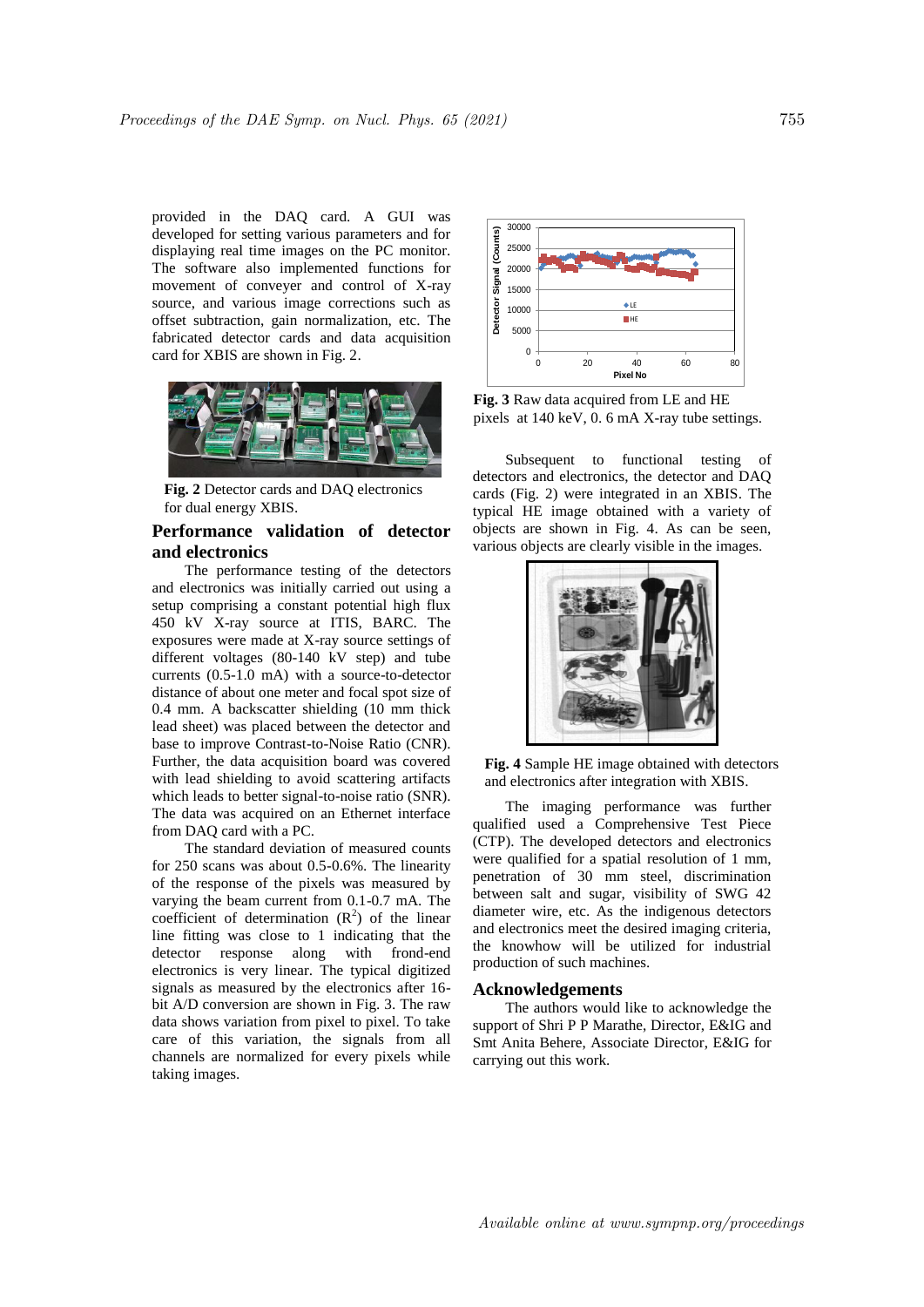provided in the DAQ card. A GUI was developed for setting various parameters and for displaying real time images on the PC monitor. The software also implemented functions for movement of conveyer and control of X-ray source, and various image corrections such as offset subtraction, gain normalization, etc. The fabricated detector cards and data acquisition card for XBIS are shown in Fig. 2.

**Fig. 2** Detector cards and DAQ electronics for dual energy XBIS.

## Performance validation of detector and electronics

The performance testing of the detectors and electronics was initially carried out using a setup comprising a constant potential high flux 450 kV X-ray source at ITIS, BARC. The exposures were made at X-ray source settings of different voltages (80-140 kV step) and tube currents (0.5-1.0 mA) with a source-to-detector distance of about one meter and focal spot size of 0.4 mm. A backscatter shielding (10 mm thick lead sheet) was placed between the detector and base to improve Contrast-to-Noise Ratio (CNR). Further, the data acquisition board was covered with lead shielding to avoid scattering artifacts which leads to better signal-to-noise ratio (SNR). The data was acquired on an Ethernet interface from DAQ card with a PC.

The standard deviation of measured counts for 250 scans was about 0.5-0.6%. The linearity of the response of the pixels was measured by varying the beam current from 0.1-0.7 mA. The coefficient of determination ($R^2$) of the linear line fitting was close to 1 indicating that the detector response along with frond-end electronics is very linear. The typical digitized signals as measured by the electronics after 16-bit A/D conversion are shown in Fig. 3. The raw data shows variation from pixel to pixel. To take care of this variation, the signals from all channels are normalized for every pixels while taking images.

Detector Signal (Counts)
30000
25000
20000
15000
10000
5000
0
0 20 40 60 80
Pixel No
LE
HE

**Fig. 3** Raw data acquired from LE and HE pixels at 140 keV, 0. 6 mA X-ray tube settings.

Subsequent to functional testing of detectors and electronics, the detector and DAQ cards (Fig. 2) were integrated in an XBIS. The typical HE image obtained with a variety of objects are shown in Fig. 4. As can be seen, various objects are clearly visible in the images.

**Fig. 4** Sample HE image obtained with detectors and electronics after integration with XBIS.

The imaging performance was further qualified used a Comprehensive Test Piece (CTP). The developed detectors and electronics were qualified for a spatial resolution of 1 mm, penetration of 30 mm steel, discrimination between salt and sugar, visibility of SWG 42 diameter wire, etc. As the indigenous detectors and electronics meet the desired imaging criteria, the knowhow will be utilized for industrial production of such machines.

## Acknowledgements

The authors would like to acknowledge the support of Shri P P Marathe, Director, E&IG and Smt Anita Behere, Associate Director, E&IG for carrying out this work.